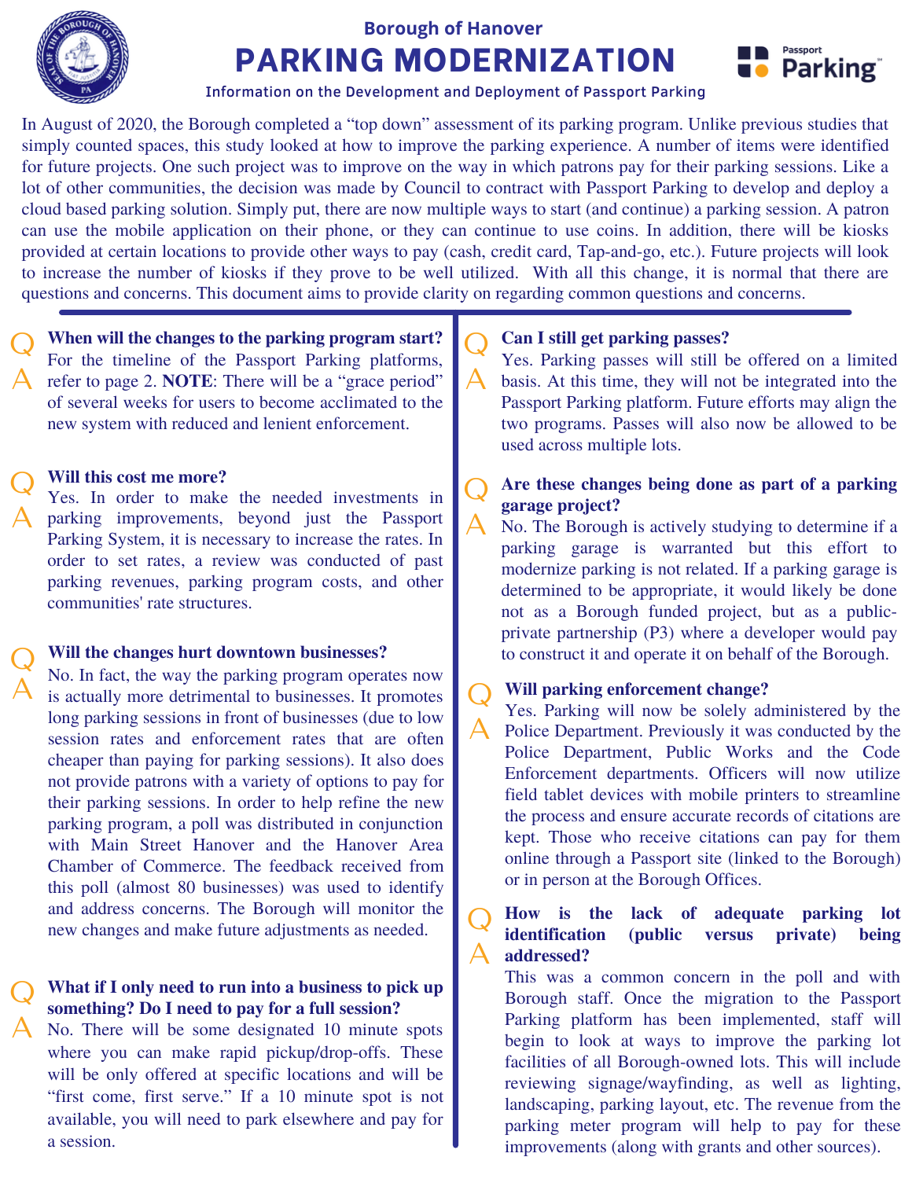# Borough of Hanover

## PARKING MODERNIZATION

### Information on the Development and Deployment of Passport Parking

In August of 2020, the Borough completed a "top down" assessment of its parking program. Unlike previous studies that simply counted spaces, this study looked at how to improve the parking experience. A number of items were identified for future projects. One such project was to improve on the way in which patrons pay for their parking sessions. Like a lot of other communities, the decision was made by Council to contract with Passport Parking to develop and deploy a cloud based parking solution. Simply put, there are now multiple ways to start (and continue) a parking session. A patron can use the mobile application on their phone, or they can continue to use coins. In addition, there will be kiosks provided at certain locations to provide other ways to pay (cash, credit card, Tap-and-go, etc.). Future projects will look to increase the number of kiosks if they prove to be well utilized. With all this change, it is normal that there are questions and concerns. This document aims to provide clarity on regarding common questions and concerns.

**Q: When will the changes to the parking program start?**

A: For the timeline of the Passport Parking platforms, refer to page 2. **NOTE**: There will be a "grace period" of several weeks for users to become acclimated to the new system with reduced and lenient enforcement.

**Q: Will this cost me more?**

A: Yes. In order to make the needed investments in parking improvements, beyond just the Passport Parking System, it is necessary to increase the rates. In order to set rates, a review was conducted of past parking revenues, parking program costs, and other communities' rate structures.

**Q: Will the changes hurt downtown businesses?**

A: No. In fact, the way the parking program operates now is actually more detrimental to businesses. It promotes long parking sessions in front of businesses (due to low session rates and enforcement rates that are often cheaper than paying for parking sessions). It also does not provide patrons with a variety of options to pay for their parking sessions. In order to help refine the new parking program, a poll was distributed in conjunction with Main Street Hanover and the Hanover Area Chamber of Commerce. The feedback received from this poll (almost 80 businesses) was used to identify and address concerns. The Borough will monitor the new changes and make future adjustments as needed.

**Q: What if I only need to run into a business to pick up something? Do I need to pay for a full session?**

A: No. There will be some designated 10 minute spots where you can make rapid pickup/drop-offs. These will be only offered at specific locations and will be "first come, first serve." If a 10 minute spot is not available, you will need to park elsewhere and pay for a session.

**Q: Can I still get parking passes?**

A: Yes. Parking passes will still be offered on a limited basis. At this time, they will not be integrated into the Passport Parking platform. Future efforts may align the two programs. Passes will also now be allowed to be used across multiple lots.

**Q: Are these changes being done as part of a parking garage project?**

A: No. The Borough is actively studying to determine if a parking garage is warranted but this effort to modernize parking is not related. If a parking garage is determined to be appropriate, it would likely be done not as a Borough funded project, but as a public-private partnership (P3) where a developer would pay to construct it and operate it on behalf of the Borough.

**Q: Will parking enforcement change?**

A: Yes. Parking will now be solely administered by the Police Department. Previously it was conducted by the Police Department, Public Works and the Code Enforcement departments. Officers will now utilize field tablet devices with mobile printers to streamline the process and ensure accurate records of citations are kept. Those who receive citations can pay for them online through a Passport site (linked to the Borough) or in person at the Borough Offices.

**Q: How is the lack of adequate parking lot identification (public versus private) being addressed?**

A: This was a common concern in the poll and with Borough staff. Once the migration to the Passport Parking platform has been implemented, staff will begin to look at ways to improve the parking lot facilities of all Borough-owned lots. This will include reviewing signage/wayfinding, as well as lighting, landscaping, parking layout, etc. The revenue from the parking meter program will help to pay for these improvements (along with grants and other sources).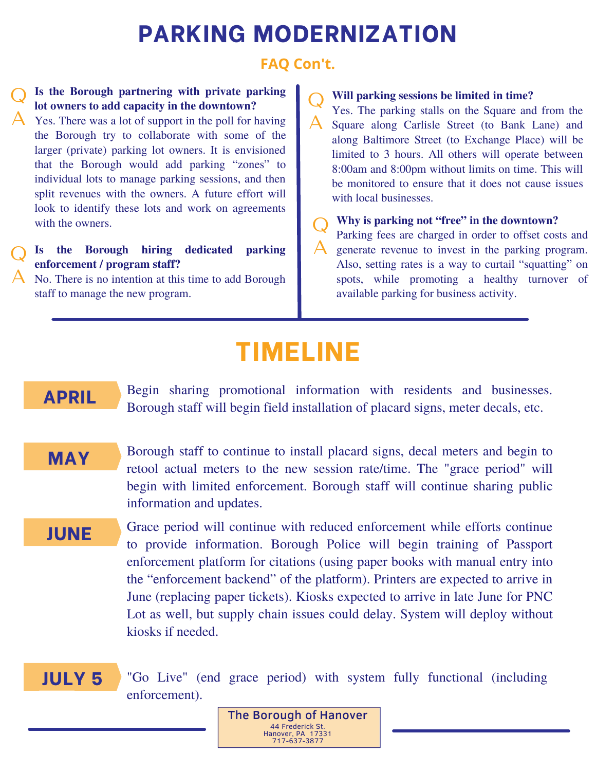# PARKING MODERNIZATION

## FAQ Con't.

**Q: Is the Borough partnering with private parking lot owners to add capacity in the downtown?**

A: Yes. There was a lot of support in the poll for having the Borough try to collaborate with some of the larger (private) parking lot owners. It is envisioned that the Borough would add parking "zones" to individual lots to manage parking sessions, and then split revenues with the owners. A future effort will look to identify these lots and work on agreements with the owners.

**Q: Is the Borough hiring dedicated parking enforcement / program staff?**

A: No. There is no intention at this time to add Borough staff to manage the new program.

**Q: Will parking sessions be limited in time?**

A: Yes. The parking stalls on the Square and from the Square along Carlisle Street (to Bank Lane) and along Baltimore Street (to Exchange Place) will be limited to 3 hours. All others will operate between 8:00am and 8:00pm without limits on time. This will be monitored to ensure that it does not cause issues with local businesses.

**Q: Why is parking not "free" in the downtown?**

A: Parking fees are charged in order to offset costs and generate revenue to invest in the parking program. Also, setting rates is a way to curtail "squatting" on spots, while promoting a healthy turnover of available parking for business activity.

## TIMELINE

**APRIL**: Begin sharing promotional information with residents and businesses. Borough staff will begin field installation of placard signs, meter decals, etc.

**MAY**: Borough staff to continue to install placard signs, decal meters and begin to retool actual meters to the new session rate/time. The "grace period" will begin with limited enforcement. Borough staff will continue sharing public information and updates.

**JUNE**: Grace period will continue with reduced enforcement while efforts continue to provide information. Borough Police will begin training of Passport enforcement platform for citations (using paper books with manual entry into the "enforcement backend" of the platform). Printers are expected to arrive in June (replacing paper tickets). Kiosks expected to arrive in late June for PNC Lot as well, but supply chain issues could delay. System will deploy without kiosks if needed.

**JULY 5**: "Go Live" (end grace period) with system fully functional (including enforcement).

The Borough of Hanover
44 Frederick St.
Hanover, PA 17331
717-637-3877